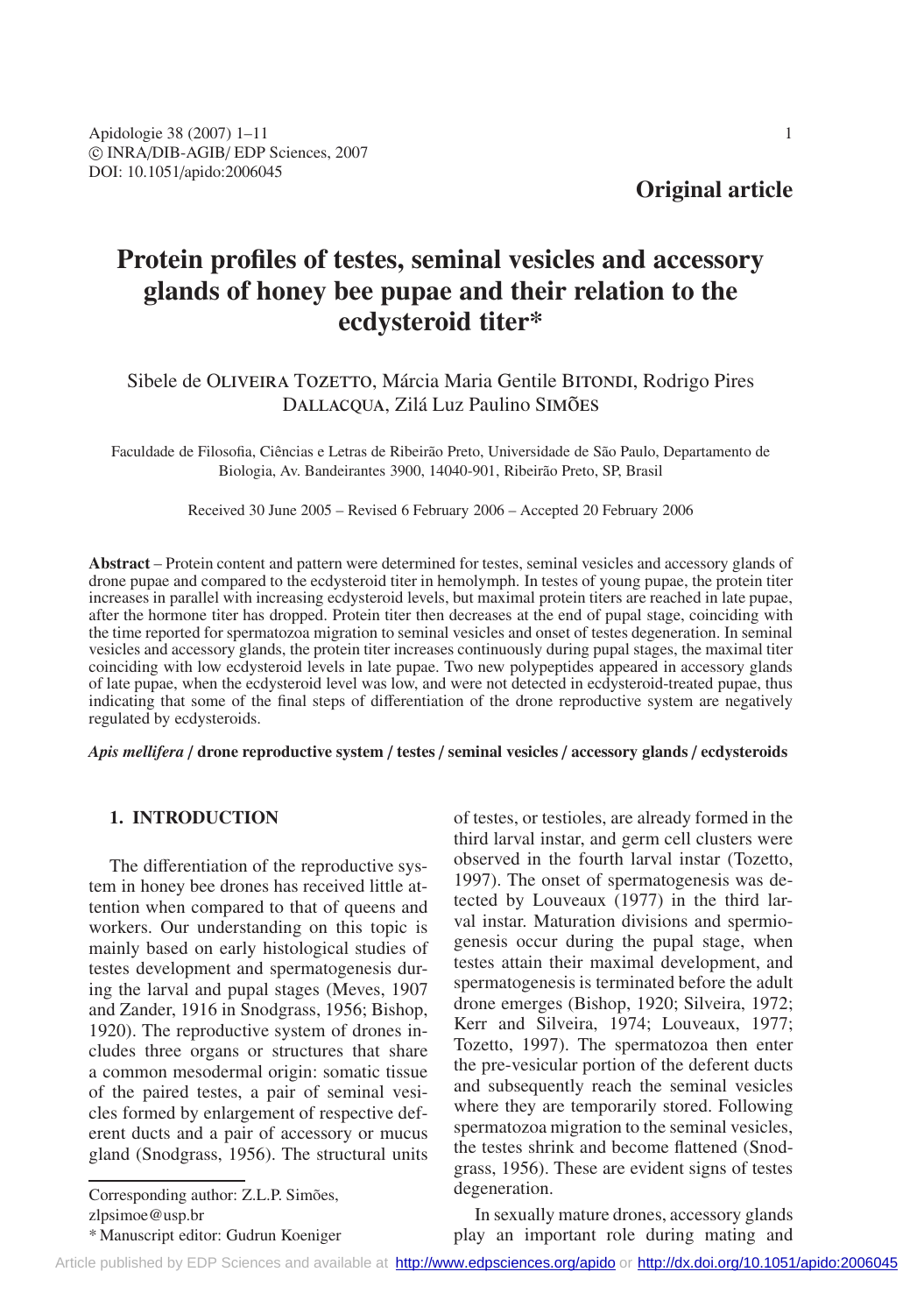**Original article**

# Protein profiles of testes, seminal vesicles and accessory glands of honey bee pupae and their relation to the ecdysteroid titer*

Sibele de OLIVEIRA TOZETTO, Márcia Maria Gentile BITONDI, Rodrigo Pires DALLACQUA, Zilá Luz Paulino SIMÕES

Faculdade de Filosofia, Ciências e Letras de Ribeirão Preto, Universidade de São Paulo, Departamento de Biologia, Av. Bandeirantes 3900, 14040-901, Ribeirão Preto, SP, Brasil

Received 30 June 2005 – Revised 6 February 2006 – Accepted 20 February 2006

**Abstract** – Protein content and pattern were determined for testes, seminal vesicles and accessory glands of drone pupae and compared to the ecdysteroid titer in hemolymph. In testes of young pupae, the protein titer increases in parallel with increasing ecdysteroid levels, but maximal protein titers are reached in late pupae, after the hormone titer has dropped. Protein titer then decreases at the end of pupal stage, coinciding with the time reported for spermatozoa migration to seminal vesicles and onset of testes degeneration. In seminal vesicles and accessory glands, the protein titer increases continuously during pupal stages, the maximal titer coinciding with low ecdysteroid levels in late pupae. Two new polypeptides appeared in accessory glands of late pupae, when the ecdysteroid level was low, and were not detected in ecdysteroid-treated pupae, thus indicating that some of the final steps of differentiation of the drone reproductive system are negatively regulated by ecdysteroids.

***Apis mellifera* / drone reproductive system / testes / seminal vesicles / accessory glands / ecdysteroids**

## 1. INTRODUCTION

The differentiation of the reproductive system in honey bee drones has received little attention when compared to that of queens and workers. Our understanding on this topic is mainly based on early histological studies of testes development and spermatogenesis during the larval and pupal stages (Meves, 1907 and Zander, 1916 in Snodgrass, 1956; Bishop, 1920). The reproductive system of drones includes three organs or structures that share a common mesodermal origin: somatic tissue of the paired testes, a pair of seminal vesicles formed by enlargement of respective deferent ducts and a pair of accessory or mucus gland (Snodgrass, 1956). The structural units of testes, or testioles, are already formed in the third larval instar, and germ cell clusters were observed in the fourth larval instar (Tozetto, 1997). The onset of spermatogenesis was detected by Louveaux (1977) in the third larval instar. Maturation divisions and spermiogenesis occur during the pupal stage, when testes attain their maximal development, and spermatogenesis is terminated before the adult drone emerges (Bishop, 1920; Silveira, 1972; Kerr and Silveira, 1974; Louveaux, 1977; Tozetto, 1997). The spermatozoa then enter the pre-vesicular portion of the deferent ducts and subsequently reach the seminal vesicles where they are temporarily stored. Following spermatozoa migration to the seminal vesicles, the testes shrink and become flattened (Snodgrass, 1956). These are evident signs of testes degeneration.

In sexually mature drones, accessory glands play an important role during mating and

---

Corresponding author: Z.L.P. Simões, zlpsimoe@usp.br

* Manuscript editor: Gudrun Koeniger

Article published by EDP Sciences and available at http://www.edpsciences.org/apido or http://dx.doi.org/10.1051/apido:2006045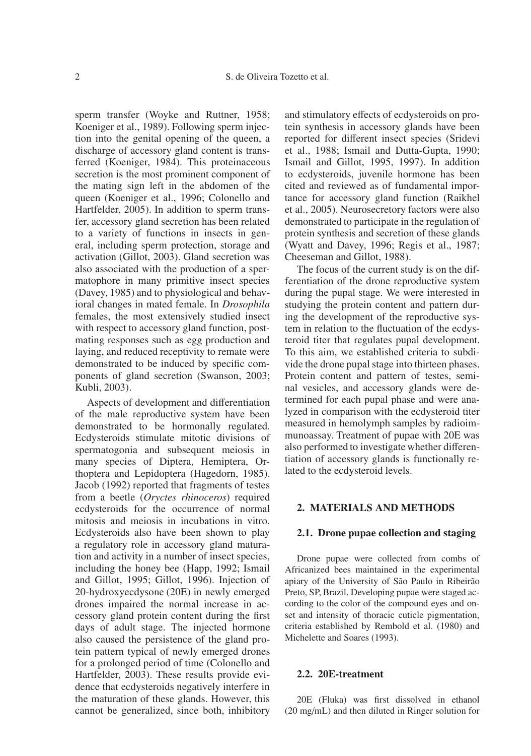sperm transfer (Woyke and Ruttner, 1958; Koeniger et al., 1989). Following sperm injection into the genital opening of the queen, a discharge of accessory gland content is transferred (Koeniger, 1984). This proteinaceous secretion is the most prominent component of the mating sign left in the abdomen of the queen (Koeniger et al., 1996; Colonello and Hartfelder, 2005). In addition to sperm transfer, accessory gland secretion has been related to a variety of functions in insects in general, including sperm protection, storage and activation (Gillot, 2003). Gland secretion was also associated with the production of a spermatophore in many primitive insect species (Davey, 1985) and to physiological and behavioral changes in mated female. In *Drosophila* females, the most extensively studied insect with respect to accessory gland function, postmating responses such as egg production and laying, and reduced receptivity to remate were demonstrated to be induced by specific components of gland secretion (Swanson, 2003; Kubli, 2003).

Aspects of development and differentiation of the male reproductive system have been demonstrated to be hormonally regulated. Ecdysteroids stimulate mitotic divisions of spermatogonia and subsequent meiosis in many species of Diptera, Hemiptera, Orthoptera and Lepidoptera (Hagedorn, 1985). Jacob (1992) reported that fragments of testes from a beetle (*Oryctes rhinoceros*) required ecdysteroids for the occurrence of normal mitosis and meiosis in incubations in vitro. Ecdysteroids also have been shown to play a regulatory role in accessory gland maturation and activity in a number of insect species, including the honey bee (Happ, 1992; Ismail and Gillot, 1995; Gillot, 1996). Injection of 20-hydroxyecdysone (20E) in newly emerged drones impaired the normal increase in accessory gland protein content during the first days of adult stage. The injected hormone also caused the persistence of the gland protein pattern typical of newly emerged drones for a prolonged period of time (Colonello and Hartfelder, 2003). These results provide evidence that ecdysteroids negatively interfere in the maturation of these glands. However, this cannot be generalized, since both, inhibitory and stimulatory effects of ecdysteroids on protein synthesis in accessory glands have been reported for different insect species (Sridevi et al., 1988; Ismail and Dutta-Gupta, 1990; Ismail and Gillot, 1995, 1997). In addition to ecdysteroids, juvenile hormone has been cited and reviewed as of fundamental importance for accessory gland function (Raikhel et al., 2005). Neurosecretory factors were also demonstrated to participate in the regulation of protein synthesis and secretion of these glands (Wyatt and Davey, 1996; Regis et al., 1987; Cheeseman and Gillot, 1988).

The focus of the current study is on the differentiation of the drone reproductive system during the pupal stage. We were interested in studying the protein content and pattern during the development of the reproductive system in relation to the fluctuation of the ecdysteroid titer that regulates pupal development. To this aim, we established criteria to subdivide the drone pupal stage into thirteen phases. Protein content and pattern of testes, seminal vesicles, and accessory glands were determined for each pupal phase and were analyzed in comparison with the ecdysteroid titer measured in hemolymph samples by radioimmunoassay. Treatment of pupae with 20E was also performed to investigate whether differentiation of accessory glands is functionally related to the ecdysteroid levels.

## 2. MATERIALS AND METHODS

### 2.1. Drone pupae collection and staging

Drone pupae were collected from combs of Africanized bees maintained in the experimental apiary of the University of São Paulo in Ribeirão Preto, SP, Brazil. Developing pupae were staged according to the color of the compound eyes and onset and intensity of thoracic cuticle pigmentation, criteria established by Rembold et al. (1980) and Michelette and Soares (1993).

### 2.2. 20E-treatment

20E (Fluka) was first dissolved in ethanol (20 mg/mL) and then diluted in Ringer solution for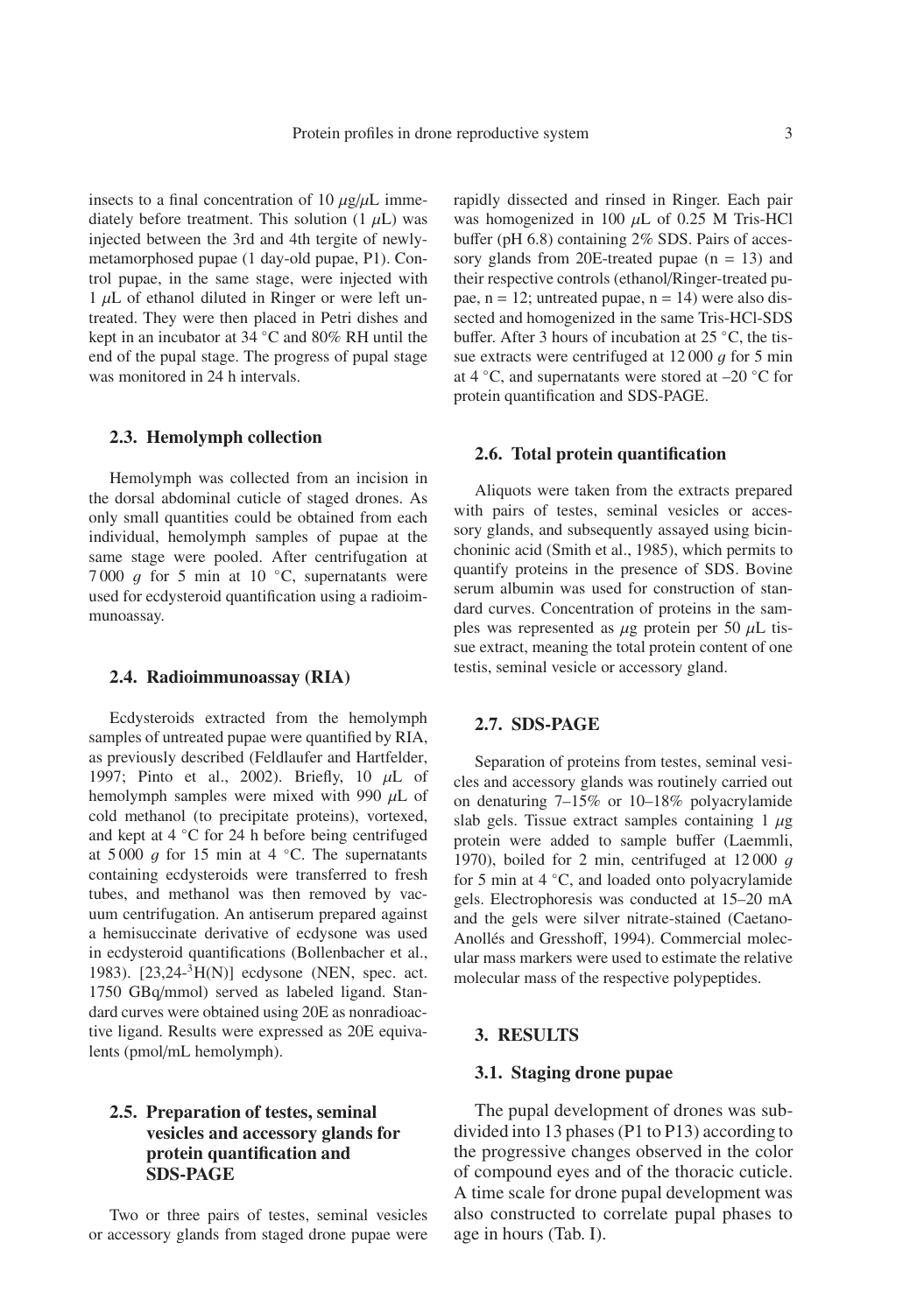insects to a final concentration of 10 $\mu$g/$\mu$L immediately before treatment. This solution (1 $\mu$L) was injected between the 3rd and 4th tergite of newly-metamorphosed pupae (1 day-old pupae, P1). Control pupae, in the same stage, were injected with 1 $\mu$L of ethanol diluted in Ringer or were left untreated. They were then placed in Petri dishes and kept in an incubator at 34 °C and 80% RH until the end of the pupal stage. The progress of pupal stage was monitored in 24 h intervals.

### 2.3. Hemolymph collection

Hemolymph was collected from an incision in the dorsal abdominal cuticle of staged drones. As only small quantities could be obtained from each individual, hemolymph samples of pupae at the same stage were pooled. After centrifugation at 7 000 *g* for 5 min at 10 °C, supernatants were used for ecdysteroid quantification using a radioimmunoassay.

### 2.4. Radioimmunoassay (RIA)

Ecdysteroids extracted from the hemolymph samples of untreated pupae were quantified by RIA, as previously described (Feldlaufer and Hartfelder, 1997; Pinto et al., 2002). Briefly, 10 $\mu$L of hemolymph samples were mixed with 990 $\mu$L of cold methanol (to precipitate proteins), vortexed, and kept at 4 °C for 24 h before being centrifuged at 5 000 *g* for 15 min at 4 °C. The supernatants containing ecdysteroids were transferred to fresh tubes, and methanol was then removed by vacuum centrifugation. An antiserum prepared against a hemisuccinate derivative of ecdysone was used in ecdysteroid quantifications (Bollenbacher et al., 1983). [23,24-$^3$H(N)] ecdysone (NEN, spec. act. 1750 GBq/mmol) served as labeled ligand. Standard curves were obtained using 20E as nonradioactive ligand. Results were expressed as 20E equivalents (pmol/mL hemolymph).

### 2.5. Preparation of testes, seminal vesicles and accessory glands for protein quantification and SDS-PAGE

Two or three pairs of testes, seminal vesicles or accessory glands from staged drone pupae were rapidly dissected and rinsed in Ringer. Each pair was homogenized in 100 $\mu$L of 0.25 M Tris-HCl buffer (pH 6.8) containing 2% SDS. Pairs of accessory glands from 20E-treated pupae (n = 13) and their respective controls (ethanol/Ringer-treated pupae, n = 12; untreated pupae, n = 14) were also dissected and homogenized in the same Tris-HCl-SDS buffer. After 3 hours of incubation at 25 °C, the tissue extracts were centrifuged at 12 000 *g* for 5 min at 4 °C, and supernatants were stored at –20 °C for protein quantification and SDS-PAGE.

### 2.6. Total protein quantification

Aliquots were taken from the extracts prepared with pairs of testes, seminal vesicles or accessory glands, and subsequently assayed using bicinchoninic acid (Smith et al., 1985), which permits to quantify proteins in the presence of SDS. Bovine serum albumin was used for construction of standard curves. Concentration of proteins in the samples was represented as $\mu$g protein per 50 $\mu$L tissue extract, meaning the total protein content of one testis, seminal vesicle or accessory gland.

### 2.7. SDS-PAGE

Separation of proteins from testes, seminal vesicles and accessory glands was routinely carried out on denaturing 7–15% or 10–18% polyacrylamide slab gels. Tissue extract samples containing 1 $\mu$g protein were added to sample buffer (Laemmli, 1970), boiled for 2 min, centrifuged at 12 000 *g* for 5 min at 4 °C, and loaded onto polyacrylamide gels. Electrophoresis was conducted at 15–20 mA and the gels were silver nitrate-stained (Caetano-Anollés and Gresshoff, 1994). Commercial molecular mass markers were used to estimate the relative molecular mass of the respective polypeptides.

## 3. RESULTS

### 3.1. Staging drone pupae

The pupal development of drones was subdivided into 13 phases (P1 to P13) according to the progressive changes observed in the color of compound eyes and of the thoracic cuticle. A time scale for drone pupal development was also constructed to correlate pupal phases to age in hours (Tab. I).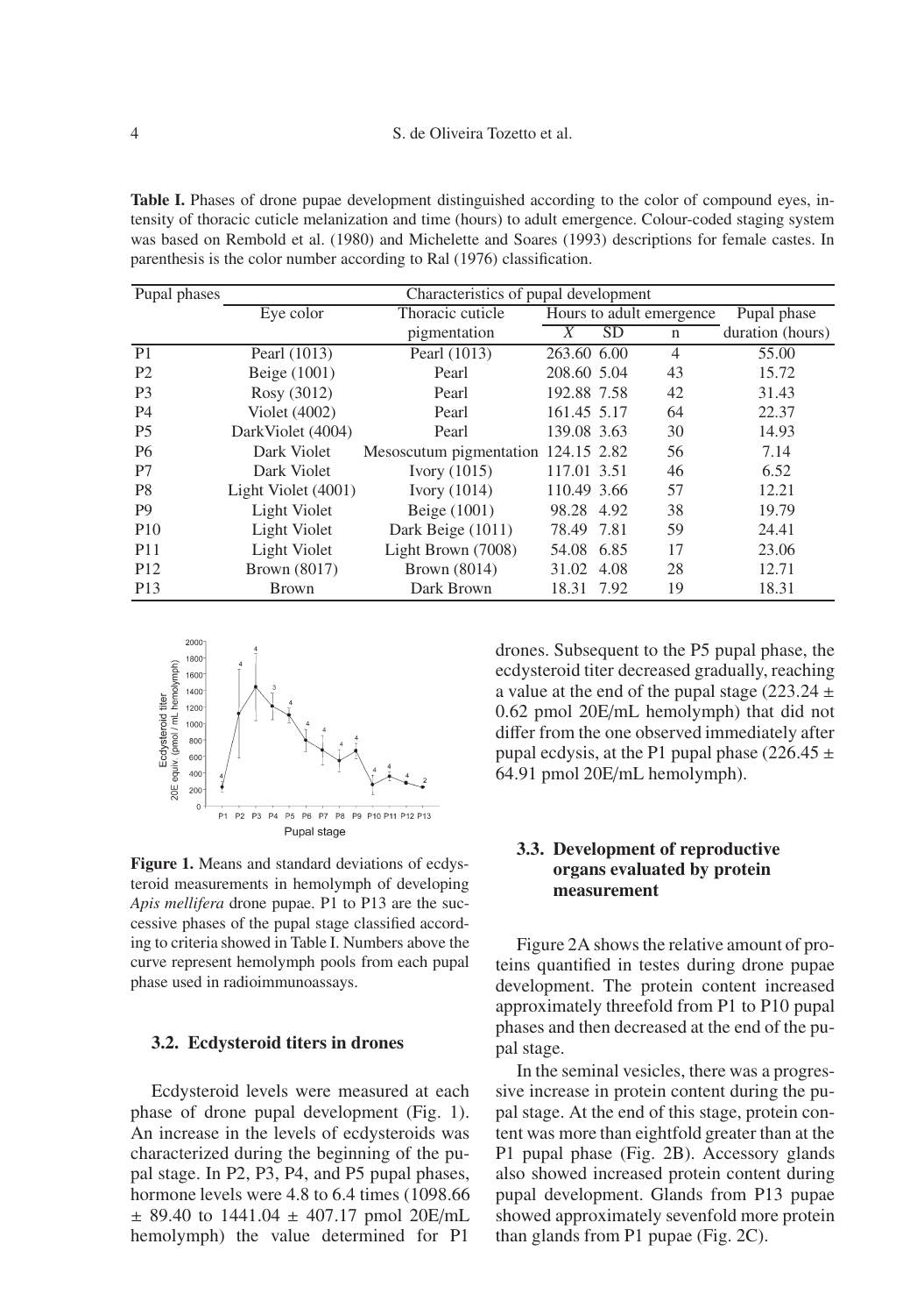**Table I.** Phases of drone pupae development distinguished according to the color of compound eyes, intensity of thoracic cuticle melanization and time (hours) to adult emergence. Colour-coded staging system was based on Rembold et al. (1980) and Michelette and Soares (1993) descriptions for female castes. In parenthesis is the color number according to Ral (1976) classification.

| Pupal phases | Characteristics of pupal development | | | | | |
|---|---|---|---|---|---|---|
| | Eye color | Thoracic cuticle pigmentation | Hours to adult emergence | | | Pupal phase duration (hours) |
| | | | $\bar{X}$ | SD | n | |
| P1 | Pearl (1013) | Pearl (1013) | 263.60 | 6.00 | 4 | 55.00 |
| P2 | Beige (1001) | Pearl | 208.60 | 5.04 | 43 | 15.72 |
| P3 | Rosy (3012) | Pearl | 192.88 | 7.58 | 42 | 31.43 |
| P4 | Violet (4002) | Pearl | 161.45 | 5.17 | 64 | 22.37 |
| P5 | DarkViolet (4004) | Pearl | 139.08 | 3.63 | 30 | 14.93 |
| P6 | Dark Violet | Mesoscutum pigmentation | 124.15 | 2.82 | 56 | 7.14 |
| P7 | Dark Violet | Ivory (1015) | 117.01 | 3.51 | 46 | 6.52 |
| P8 | Light Violet (4001) | Ivory (1014) | 110.49 | 3.66 | 57 | 12.21 |
| P9 | Light Violet | Beige (1001) | 98.28 | 4.92 | 38 | 19.79 |
| P10 | Light Violet | Dark Beige (1011) | 78.49 | 7.81 | 59 | 24.41 |
| P11 | Light Violet | Light Brown (7008) | 54.08 | 6.85 | 17 | 23.06 |
| P12 | Brown (8017) | Brown (8014) | 31.02 | 4.08 | 28 | 12.71 |
| P13 | Brown | Dark Brown | 18.31 | 7.92 | 19 | 18.31 |

**Figure 1.** Means and standard deviations of ecdysteroid measurements in hemolymph of developing *Apis mellifera* drone pupae. P1 to P13 are the successive phases of the pupal stage classified according to criteria showed in Table I. Numbers above the curve represent hemolymph pools from each pupal phase used in radioimmunoassays.

### 3.2. Ecdysteroid titers in drones

Ecdysteroid levels were measured at each phase of drone pupal development (Fig. 1). An increase in the levels of ecdysteroids was characterized during the beginning of the pupal stage. In P2, P3, P4, and P5 pupal phases, hormone levels were 4.8 to 6.4 times (1098.66 ± 89.40 to 1441.04 ± 407.17 pmol 20E/mL hemolymph) the value determined for P1 drones. Subsequent to the P5 pupal phase, the ecdysteroid titer decreased gradually, reaching a value at the end of the pupal stage (223.24 ± 0.62 pmol 20E/mL hemolymph) that did not differ from the one observed immediately after pupal ecdysis, at the P1 pupal phase (226.45 ± 64.91 pmol 20E/mL hemolymph).

### 3.3. Development of reproductive organs evaluated by protein measurement

Figure 2A shows the relative amount of proteins quantified in testes during drone pupae development. The protein content increased approximately threefold from P1 to P10 pupal phases and then decreased at the end of the pupal stage.

In the seminal vesicles, there was a progressive increase in protein content during the pupal stage. At the end of this stage, protein content was more than eightfold greater than at the P1 pupal phase (Fig. 2B). Accessory glands also showed increased protein content during pupal development. Glands from P13 pupae showed approximately sevenfold more protein than glands from P1 pupae (Fig. 2C).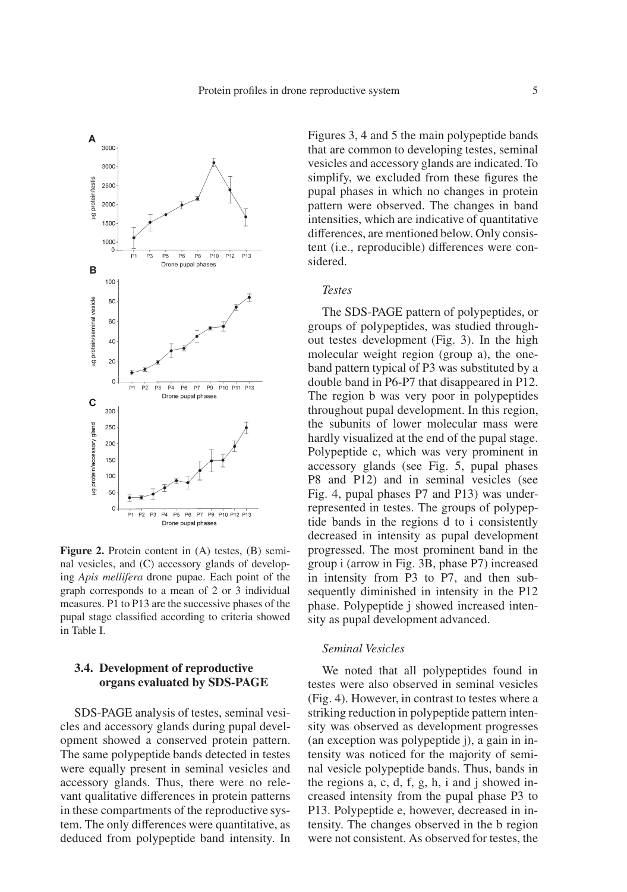**Figure 2.** Protein content in (A) testes, (B) seminal vesicles, and (C) accessory glands of developing *Apis mellifera* drone pupae. Each point of the graph corresponds to a mean of 2 or 3 individual measures. P1 to P13 are the successive phases of the pupal stage classified according to criteria showed in Table I.

## 3.4. Development of reproductive organs evaluated by SDS-PAGE

SDS-PAGE analysis of testes, seminal vesicles and accessory glands during pupal development showed a conserved protein pattern. The same polypeptide bands detected in testes were equally present in seminal vesicles and accessory glands. Thus, there were no relevant qualitative differences in protein patterns in these compartments of the reproductive system. The only differences were quantitative, as deduced from polypeptide band intensity. In Figures 3, 4 and 5 the main polypeptide bands that are common to developing testes, seminal vesicles and accessory glands are indicated. To simplify, we excluded from these figures the pupal phases in which no changes in protein pattern were observed. The changes in band intensities, which are indicative of quantitative differences, are mentioned below. Only consistent (i.e., reproducible) differences were considered.

### *Testes*

The SDS-PAGE pattern of polypeptides, or groups of polypeptides, was studied throughout testes development (Fig. 3). In the high molecular weight region (group a), the one-band pattern typical of P3 was substituted by a double band in P6-P7 that disappeared in P12. The region b was very poor in polypeptides throughout pupal development. In this region, the subunits of lower molecular mass were hardly visualized at the end of the pupal stage. Polypeptide c, which was very prominent in accessory glands (see Fig. 5, pupal phases P8 and P12) and in seminal vesicles (see Fig. 4, pupal phases P7 and P13) was underrepresented in testes. The groups of polypeptide bands in the regions d to i consistently decreased in intensity as pupal development progressed. The most prominent band in the group i (arrow in Fig. 3B, phase P7) increased in intensity from P3 to P7, and then subsequently diminished in intensity in the P12 phase. Polypeptide j showed increased intensity as pupal development advanced.

### *Seminal Vesicles*

We noted that all polypeptides found in testes were also observed in seminal vesicles (Fig. 4). However, in contrast to testes where a striking reduction in polypeptide pattern intensity was observed as development progresses (an exception was polypeptide j), a gain in intensity was noticed for the majority of seminal vesicle polypeptide bands. Thus, bands in the regions a, c, d, f, g, h, i and j showed increased intensity from the pupal phase P3 to P13. Polypeptide e, however, decreased in intensity. The changes observed in the b region were not consistent. As observed for testes, the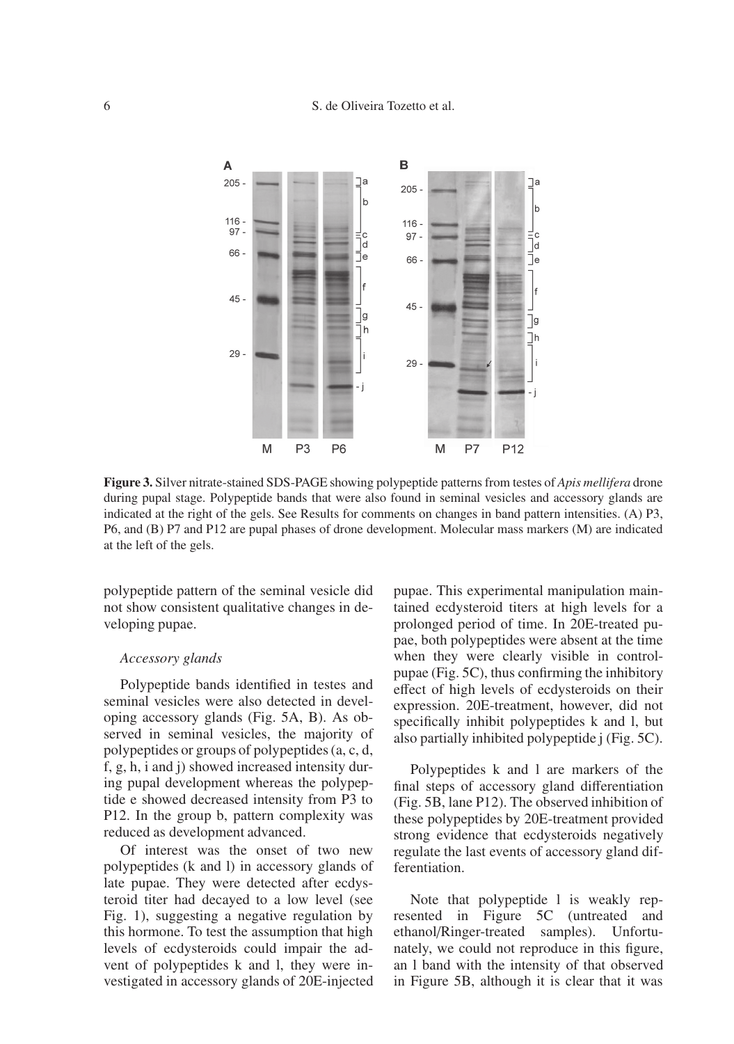**Figure 3.** Silver nitrate-stained SDS-PAGE showing polypeptide patterns from testes of *Apis mellifera* drone during pupal stage. Polypeptide bands that were also found in seminal vesicles and accessory glands are indicated at the right of the gels. See Results for comments on changes in band pattern intensities. (A) P3, P6, and (B) P7 and P12 are pupal phases of drone development. Molecular mass markers (M) are indicated at the left of the gels.

polypeptide pattern of the seminal vesicle did not show consistent qualitative changes in developing pupae.

### *Accessory glands*

Polypeptide bands identified in testes and seminal vesicles were also detected in developing accessory glands (Fig. 5A, B). As observed in seminal vesicles, the majority of polypeptides or groups of polypeptides (a, c, d, f, g, h, i and j) showed increased intensity during pupal development whereas the polypeptide e showed decreased intensity from P3 to P12. In the group b, pattern complexity was reduced as development advanced.

Of interest was the onset of two new polypeptides (k and l) in accessory glands of late pupae. They were detected after ecdysteroid titer had decayed to a low level (see Fig. 1), suggesting a negative regulation by this hormone. To test the assumption that high levels of ecdysteroids could impair the advent of polypeptides k and l, they were investigated in accessory glands of 20E-injected pupae. This experimental manipulation maintained ecdysteroid titers at high levels for a prolonged period of time. In 20E-treated pupae, both polypeptides were absent at the time when they were clearly visible in control-pupae (Fig. 5C), thus confirming the inhibitory effect of high levels of ecdysteroids on their expression. 20E-treatment, however, did not specifically inhibit polypeptides k and l, but also partially inhibited polypeptide j (Fig. 5C).

Polypeptides k and l are markers of the final steps of accessory gland differentiation (Fig. 5B, lane P12). The observed inhibition of these polypeptides by 20E-treatment provided strong evidence that ecdysteroids negatively regulate the last events of accessory gland differentiation.

Note that polypeptide l is weakly represented in Figure 5C (untreated and ethanol/Ringer-treated samples). Unfortunately, we could not reproduce in this figure, an l band with the intensity of that observed in Figure 5B, although it is clear that it was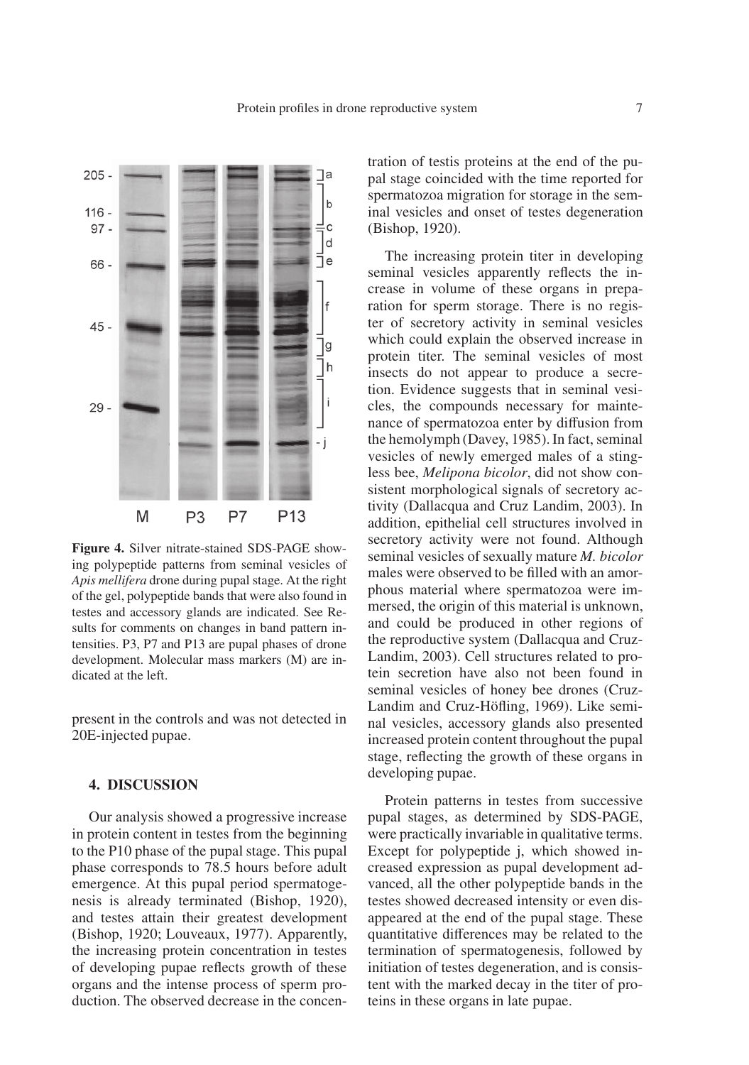**Figure 4.** Silver nitrate-stained SDS-PAGE showing polypeptide patterns from seminal vesicles of *Apis mellifera* drone during pupal stage. At the right of the gel, polypeptide bands that were also found in testes and accessory glands are indicated. See Results for comments on changes in band pattern intensities. P3, P7 and P13 are pupal phases of drone development. Molecular mass markers (M) are indicated at the left.

present in the controls and was not detected in 20E-injected pupae.

## 4. DISCUSSION

Our analysis showed a progressive increase in protein content in testes from the beginning to the P10 phase of the pupal stage. This pupal phase corresponds to 78.5 hours before adult emergence. At this pupal period spermatogenesis is already terminated (Bishop, 1920), and testes attain their greatest development (Bishop, 1920; Louveaux, 1977). Apparently, the increasing protein concentration in testes of developing pupae reflects growth of these organs and the intense process of sperm production. The observed decrease in the concentration of testis proteins at the end of the pupal stage coincided with the time reported for spermatozoa migration for storage in the seminal vesicles and onset of testes degeneration (Bishop, 1920).

The increasing protein titer in developing seminal vesicles apparently reflects the increase in volume of these organs in preparation for sperm storage. There is no register of secretory activity in seminal vesicles which could explain the observed increase in protein titer. The seminal vesicles of most insects do not appear to produce a secretion. Evidence suggests that in seminal vesicles, the compounds necessary for maintenance of spermatozoa enter by diffusion from the hemolymph (Davey, 1985). In fact, seminal vesicles of newly emerged males of a stingless bee, *Melipona bicolor*, did not show consistent morphological signals of secretory activity (Dallacqua and Cruz Landim, 2003). In addition, epithelial cell structures involved in secretory activity were not found. Although seminal vesicles of sexually mature *M. bicolor* males were observed to be filled with an amorphous material where spermatozoa were immersed, the origin of this material is unknown, and could be produced in other regions of the reproductive system (Dallacqua and Cruz-Landim, 2003). Cell structures related to protein secretion have also not been found in seminal vesicles of honey bee drones (Cruz-Landim and Cruz-Höfling, 1969). Like seminal vesicles, accessory glands also presented increased protein content throughout the pupal stage, reflecting the growth of these organs in developing pupae.

Protein patterns in testes from successive pupal stages, as determined by SDS-PAGE, were practically invariable in qualitative terms. Except for polypeptide j, which showed increased expression as pupal development advanced, all the other polypeptide bands in the testes showed decreased intensity or even disappeared at the end of the pupal stage. These quantitative differences may be related to the termination of spermatogenesis, followed by initiation of testes degeneration, and is consistent with the marked decay in the titer of proteins in these organs in late pupae.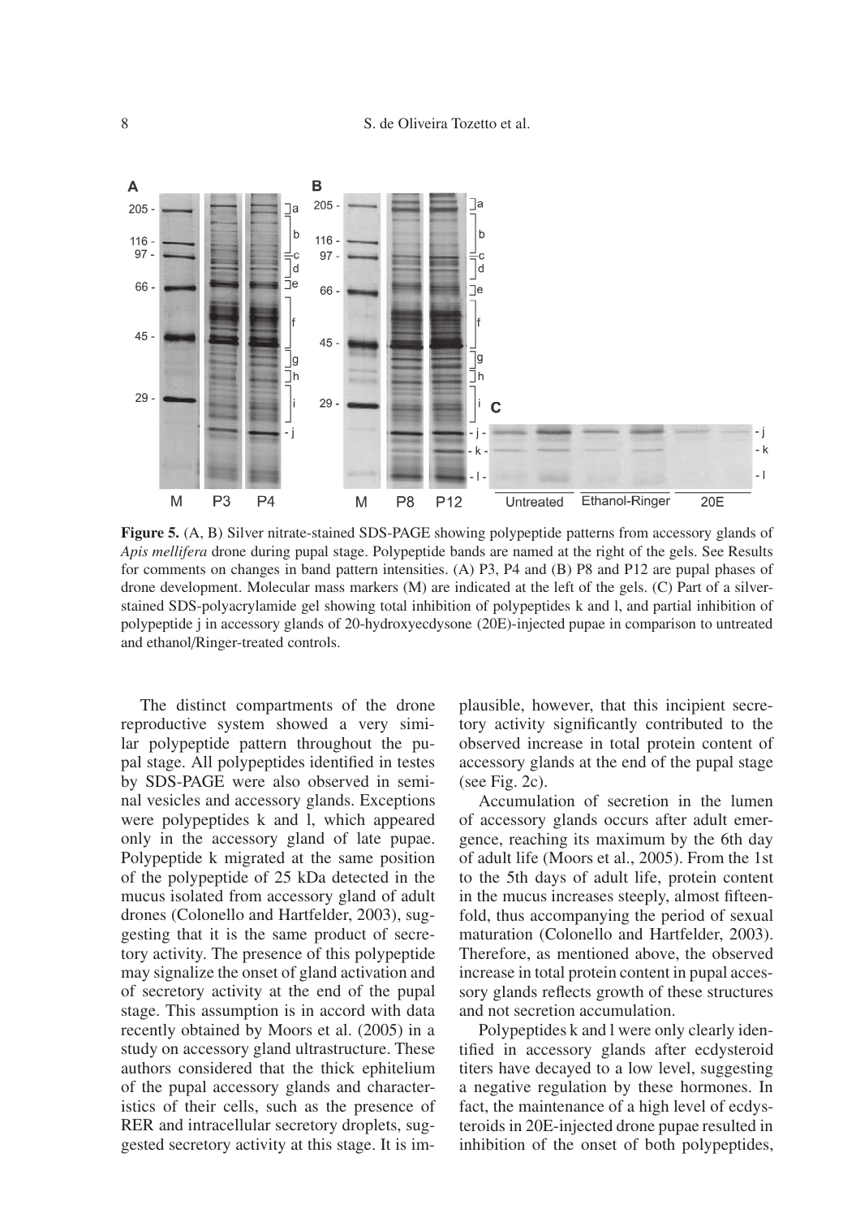**Figure 5.** (A, B) Silver nitrate-stained SDS-PAGE showing polypeptide patterns from accessory glands of *Apis mellifera* drone during pupal stage. Polypeptide bands are named at the right of the gels. See Results for comments on changes in band pattern intensities. (A) P3, P4 and (B) P8 and P12 are pupal phases of drone development. Molecular mass markers (M) are indicated at the left of the gels. (C) Part of a silver-stained SDS-polyacrylamide gel showing total inhibition of polypeptides k and l, and partial inhibition of polypeptide j in accessory glands of 20-hydroxyecdysone (20E)-injected pupae in comparison to untreated and ethanol/Ringer-treated controls.

The distinct compartments of the drone reproductive system showed a very similar polypeptide pattern throughout the pupal stage. All polypeptides identified in testes by SDS-PAGE were also observed in seminal vesicles and accessory glands. Exceptions were polypeptides k and l, which appeared only in the accessory gland of late pupae. Polypeptide k migrated at the same position of the polypeptide of 25 kDa detected in the mucus isolated from accessory gland of adult drones (Colonello and Hartfelder, 2003), suggesting that it is the same product of secretory activity. The presence of this polypeptide may signalize the onset of gland activation and of secretory activity at the end of the pupal stage. This assumption is in accord with data recently obtained by Moors et al. (2005) in a study on accessory gland ultrastructure. These authors considered that the thick ephitelium of the pupal accessory glands and characteristics of their cells, such as the presence of RER and intracellular secretory droplets, suggested secretory activity at this stage. It is implausible, however, that this incipient secretory activity significantly contributed to the observed increase in total protein content of accessory glands at the end of the pupal stage (see Fig. 2c).

Accumulation of secretion in the lumen of accessory glands occurs after adult emergence, reaching its maximum by the 6th day of adult life (Moors et al., 2005). From the 1st to the 5th days of adult life, protein content in the mucus increases steeply, almost fifteenfold, thus accompanying the period of sexual maturation (Colonello and Hartfelder, 2003). Therefore, as mentioned above, the observed increase in total protein content in pupal accessory glands reflects growth of these structures and not secretion accumulation.

Polypeptides k and l were only clearly identified in accessory glands after ecdysteroid titers have decayed to a low level, suggesting a negative regulation by these hormones. In fact, the maintenance of a high level of ecdysteroids in 20E-injected drone pupae resulted in inhibition of the onset of both polypeptides,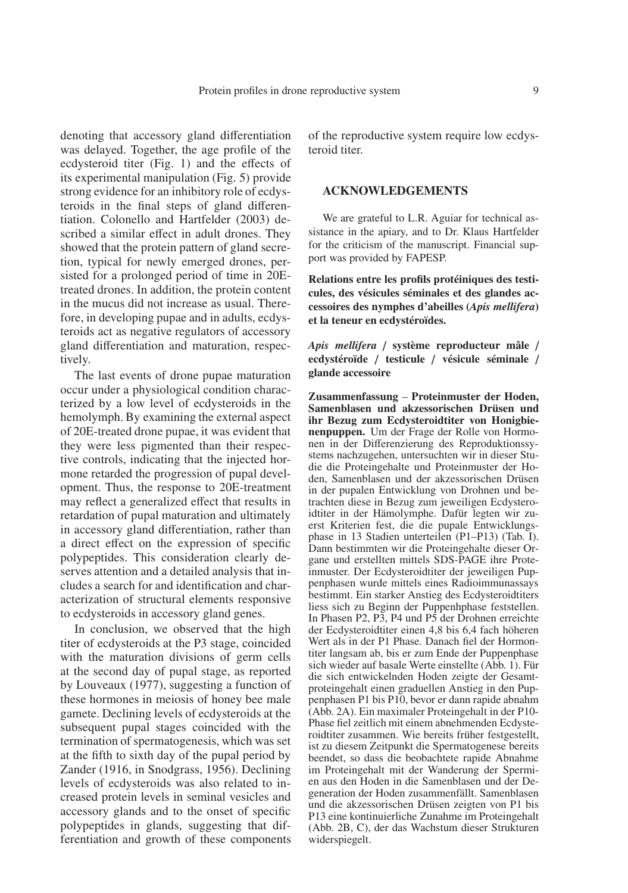denoting that accessory gland differentiation was delayed. Together, the age profile of the ecdysteroid titer (Fig. 1) and the effects of its experimental manipulation (Fig. 5) provide strong evidence for an inhibitory role of ecdysteroids in the final steps of gland differentiation. Colonello and Hartfelder (2003) described a similar effect in adult drones. They showed that the protein pattern of gland secretion, typical for newly emerged drones, persisted for a prolonged period of time in 20E-treated drones. In addition, the protein content in the mucus did not increase as usual. Therefore, in developing pupae and in adults, ecdysteroids act as negative regulators of accessory gland differentiation and maturation, respectively.

The last events of drone pupae maturation occur under a physiological condition characterized by a low level of ecdysteroids in the hemolymph. By examining the external aspect of 20E-treated drone pupae, it was evident that they were less pigmented than their respective controls, indicating that the injected hormone retarded the progression of pupal development. Thus, the response to 20E-treatment may reflect a generalized effect that results in retardation of pupal maturation and ultimately in accessory gland differentiation, rather than a direct effect on the expression of specific polypeptides. This consideration clearly deserves attention and a detailed analysis that includes a search for and identification and characterization of structural elements responsive to ecdysteroids in accessory gland genes.

In conclusion, we observed that the high titer of ecdysteroids at the P3 stage, coincided with the maturation divisions of germ cells at the second day of pupal stage, as reported by Louveaux (1977), suggesting a function of these hormones in meiosis of honey bee male gamete. Declining levels of ecdysteroids at the subsequent pupal stages coincided with the termination of spermatogenesis, which was set at the fifth to sixth day of the pupal period by Zander (1916, in Snodgrass, 1956). Declining levels of ecdysteroids was also related to increased protein levels in seminal vesicles and accessory glands and to the onset of specific polypeptides in glands, suggesting that differentiation and growth of these components of the reproductive system require low ecdysteroid titer.

## ACKNOWLEDGEMENTS

We are grateful to L.R. Aguiar for technical assistance in the apiary, and to Dr. Klaus Hartfelder for the criticism of the manuscript. Financial support was provided by FAPESP.

**Relations entre les profils protéiniques des testicules, des vésicules séminales et des glandes accessoires des nymphes d'abeilles (*Apis mellifera*) et la teneur en ecdystéroïdes.**

***Apis mellifera* / système reproducteur mâle / ecdystéroïde / testicule / vésicule séminale / glande accessoire**

**Zusammenfassung** – **Proteinmuster der Hoden, Samenblasen und akzessorischen Drüsen und ihr Bezug zum Ecdysteroidtiter von Honigbienenpuppen.** Um der Frage der Rolle von Hormonen in der Differenzierung des Reproduktionssystems nachzugehen, untersuchten wir in dieser Studie die Proteingehalte und Proteinmuster der Hoden, Samenblasen und der akzessorischen Drüsen in der pupalen Entwicklung von Drohnen und betrachten diese in Bezug zum jeweiligen Ecdysteroidtiter in der Hämolymphe. Dafür legten wir zuerst Kriterien fest, die die pupale Entwicklungsphase in 13 Stadien unterteilen (P1–P13) (Tab. I). Dann bestimmten wir die Proteingehalte dieser Organe und erstellten mittels SDS-PAGE ihre Proteinmuster. Der Ecdysteroidtiter der jeweiligen Puppenphasen wurde mittels eines Radioimmunassays bestimmt. Ein starker Anstieg des Ecdysteroidtiters liess sich zu Beginn der Puppenhphase feststellen. In Phasen P2, P3, P4 und P5 der Drohnen erreichte der Ecdysteroidtiter einen 4,8 bis 6,4 fach höheren Wert als in der P1 Phase. Danach fiel der Hormontiter langsam ab, bis er zum Ende der Puppenphase sich wieder auf basale Werte einstellte (Abb. 1). Für die sich entwickelnden Hoden zeigte der Gesamtproteingehalt einen graduellen Anstieg in den Puppenphasen P1 bis P10, bevor er dann rapide abnahm (Abb. 2A). Ein maximaler Proteingehalt in der P10-Phase fiel zeitlich mit einem abnehmenden Ecdysteroidtiter zusammen. Wie bereits früher festgestellt, ist zu diesem Zeitpunkt die Spermatogenese bereits beendet, so dass die beobachtete rapide Abnahme im Proteingehalt mit der Wanderung der Spermien aus den Hoden in die Samenblasen und der Degeneration der Hoden zusammenfällt. Samenblasen und die akzessorischen Drüsen zeigten von P1 bis P13 eine kontinuierliche Zunahme im Proteingehalt (Abb. 2B, C), der das Wachstum dieser Strukturen widerspiegelt.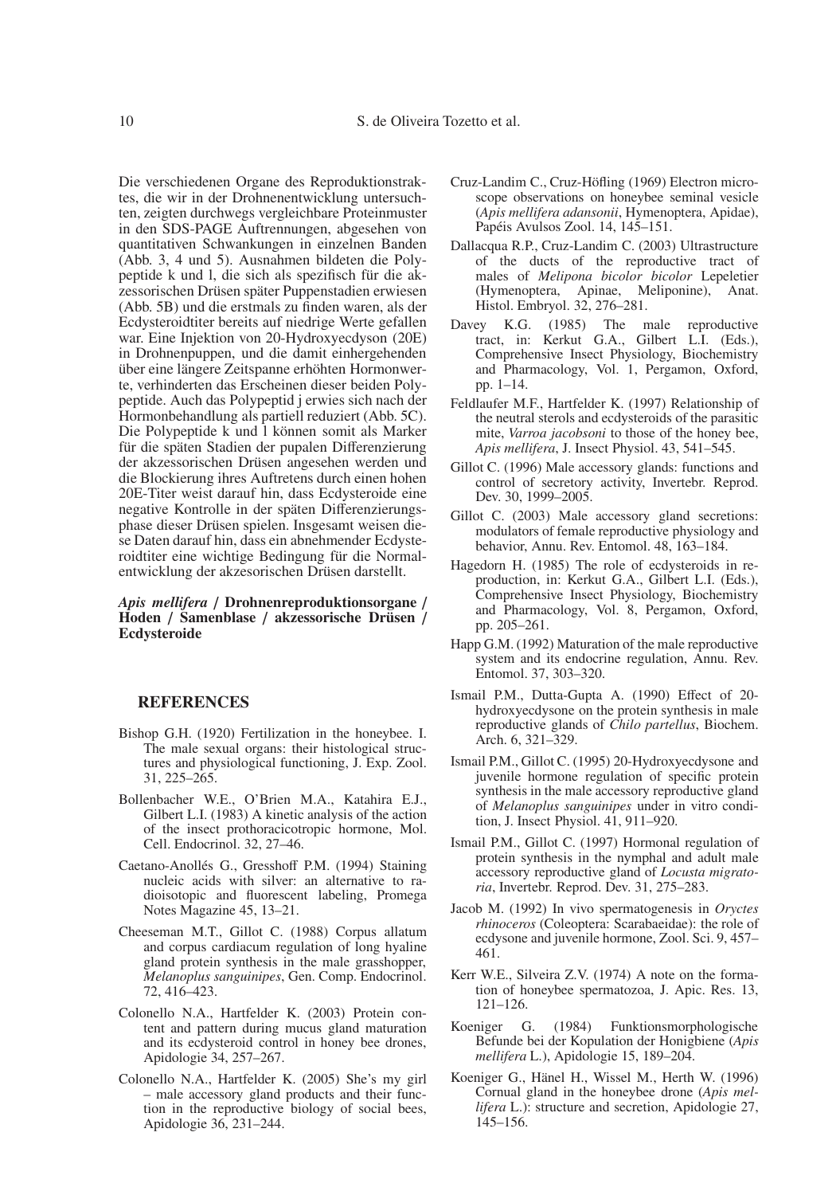Die verschiedenen Organe des Reproduktionstraktes, die wir in der Drohnenentwicklung untersuchten, zeigten durchwegs vergleichbare Proteinmuster in den SDS-PAGE Auftrennungen, abgesehen von quantitativen Schwankungen in einzelnen Banden (Abb. 3, 4 und 5). Ausnahmen bildeten die Polypeptide k und l, die sich als spezifisch für die akzessorischen Drüsen später Puppenstadien erwiesen (Abb. 5B) und die erstmals zu finden waren, als der Ecdysteroidtiter bereits auf niedrige Werte gefallen war. Eine Injektion von 20-Hydroxyecdyson (20E) in Drohnenpuppen, und die damit einhergehenden über eine längere Zeitspanne erhöhten Hormonwerte, verhinderten das Erscheinen dieser beiden Polypeptide. Auch das Polypeptid j erwies sich nach der Hormonbehandlung als partiell reduziert (Abb. 5C). Die Polypeptide k und l können somit als Marker für die späten Stadien der pupalen Differenzierung der akzessorischen Drüsen angesehen werden und die Blockierung ihres Auftretens durch einen hohen 20E-Titer weist darauf hin, dass Ecdysteroide eine negative Kontrolle in der späten Differenzierungsphase dieser Drüsen spielen. Insgesamt weisen diese Daten darauf hin, dass ein abnehmender Ecdysteroidtiter eine wichtige Bedingung für die Normalentwicklung der akzesorischen Drüsen darstellt.

***Apis mellifera* / Drohnenreproduktionsorgane / Hoden / Samenblase / akzessorische Drüsen / Ecdysteroide**

## REFERENCES

Bishop G.H. (1920) Fertilization in the honeybee. I. The male sexual organs: their histological structures and physiological functioning, J. Exp. Zool. 31, 225–265.

Bollenbacher W.E., O'Brien M.A., Katahira E.J., Gilbert L.I. (1983) A kinetic analysis of the action of the insect prothoracicotropic hormone, Mol. Cell. Endocrinol. 32, 27–46.

Caetano-Anollés G., Gresshoff P.M. (1994) Staining nucleic acids with silver: an alternative to radioisotopic and fluorescent labeling, Promega Notes Magazine 45, 13–21.

Cheeseman M.T., Gillot C. (1988) Corpus allatum and corpus cardiacum regulation of long hyaline gland protein synthesis in the male grasshopper, *Melanoplus sanguinipes*, Gen. Comp. Endocrinol. 72, 416–423.

Colonello N.A., Hartfelder K. (2003) Protein content and pattern during mucus gland maturation and its ecdysteroid control in honey bee drones, Apidologie 34, 257–267.

Colonello N.A., Hartfelder K. (2005) She's my girl – male accessory gland products and their function in the reproductive biology of social bees, Apidologie 36, 231–244.

Cruz-Landim C., Cruz-Höfling (1969) Electron microscope observations on honeybee seminal vesicle (*Apis mellifera adansonii*, Hymenoptera, Apidae), Papéis Avulsos Zool. 14, 145–151.

Dallacqua R.P., Cruz-Landim C. (2003) Ultrastructure of the ducts of the reproductive tract of males of *Melipona bicolor bicolor* Lepeletier (Hymenoptera, Apinae, Meliponine), Anat. Histol. Embryol. 32, 276–281.

Davey K.G. (1985) The male reproductive tract, in: Kerkut G.A., Gilbert L.I. (Eds.), Comprehensive Insect Physiology, Biochemistry and Pharmacology, Vol. 1, Pergamon, Oxford, pp. 1–14.

Feldlaufer M.F., Hartfelder K. (1997) Relationship of the neutral sterols and ecdysteroids of the parasitic mite, *Varroa jacobsoni* to those of the honey bee, *Apis mellifera*, J. Insect Physiol. 43, 541–545.

Gillot C. (1996) Male accessory glands: functions and control of secretory activity, Invertebr. Reprod. Dev. 30, 1999–2005.

Gillot C. (2003) Male accessory gland secretions: modulators of female reproductive physiology and behavior, Annu. Rev. Entomol. 48, 163–184.

Hagedorn H. (1985) The role of ecdysteroids in reproduction, in: Kerkut G.A., Gilbert L.I. (Eds.), Comprehensive Insect Physiology, Biochemistry and Pharmacology, Vol. 8, Pergamon, Oxford, pp. 205–261.

Happ G.M. (1992) Maturation of the male reproductive system and its endocrine regulation, Annu. Rev. Entomol. 37, 303–320.

Ismail P.M., Dutta-Gupta A. (1990) Effect of 20-hydroxyecdysone on the protein synthesis in male reproductive glands of *Chilo partellus*, Biochem. Arch. 6, 321–329.

Ismail P.M., Gillot C. (1995) 20-Hydroxyecdysone and juvenile hormone regulation of specific protein synthesis in the male accessory reproductive gland of *Melanoplus sanguinipes* under in vitro condition, J. Insect Physiol. 41, 911–920.

Ismail P.M., Gillot C. (1997) Hormonal regulation of protein synthesis in the nymphal and adult male accessory reproductive gland of *Locusta migratoria*, Invertebr. Reprod. Dev. 31, 275–283.

Jacob M. (1992) In vivo spermatogenesis in *Oryctes rhinoceros* (Coleoptera: Scarabaeidae): the role of ecdysone and juvenile hormone, Zool. Sci. 9, 457–461.

Kerr W.E., Silveira Z.V. (1974) A note on the formation of honeybee spermatozoa, J. Apic. Res. 13, 121–126.

Koeniger G. (1984) Funktionsmorphologische Befunde bei der Kopulation der Honigbiene (*Apis mellifera* L.), Apidologie 15, 189–204.

Koeniger G., Hänel H., Wissel M., Herth W. (1996) Cornual gland in the honeybee drone (*Apis mellifera* L.): structure and secretion, Apidologie 27, 145–156.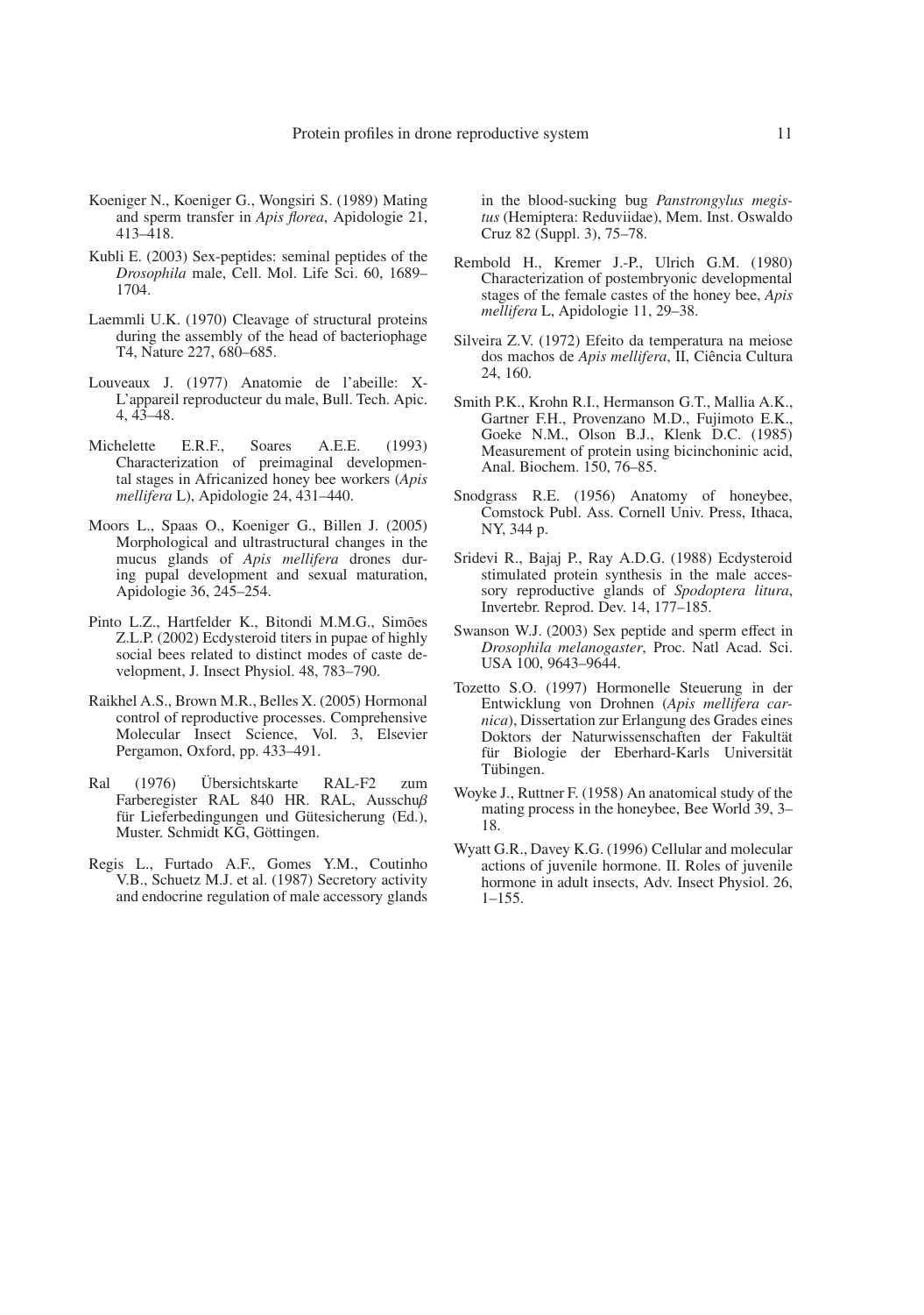Koeniger N., Koeniger G., Wongsiri S. (1989) Mating and sperm transfer in *Apis florea*, Apidologie 21, 413–418.

Kubli E. (2003) Sex-peptides: seminal peptides of the *Drosophila* male, Cell. Mol. Life Sci. 60, 1689–1704.

Laemmli U.K. (1970) Cleavage of structural proteins during the assembly of the head of bacteriophage T4, Nature 227, 680–685.

Louveaux J. (1977) Anatomie de l'abeille: X-L'appareil reproducteur du male, Bull. Tech. Apic. 4, 43–48.

Michelette E.R.F., Soares A.E.E. (1993) Characterization of preimaginal developmental stages in Africanized honey bee workers (*Apis mellifera* L), Apidologie 24, 431–440.

Moors L., Spaas O., Koeniger G., Billen J. (2005) Morphological and ultrastructural changes in the mucus glands of *Apis mellifera* drones during pupal development and sexual maturation, Apidologie 36, 245–254.

Pinto L.Z., Hartfelder K., Bitondi M.M.G., Simões Z.L.P. (2002) Ecdysteroid titers in pupae of highly social bees related to distinct modes of caste development, J. Insect Physiol. 48, 783–790.

Raikhel A.S., Brown M.R., Belles X. (2005) Hormonal control of reproductive processes. Comprehensive Molecular Insect Science, Vol. 3, Elsevier Pergamon, Oxford, pp. 433–491.

Ral (1976) Übersichtskarte RAL-F2 zum Farberegister RAL 840 HR. RAL, Ausschuβ für Lieferbedingungen und Gütesicherung (Ed.), Muster. Schmidt KG, Göttingen.

Regis L., Furtado A.F., Gomes Y.M., Coutinho V.B., Schuetz M.J. et al. (1987) Secretory activity and endocrine regulation of male accessory glands in the blood-sucking bug *Panstrongylus megistus* (Hemiptera: Reduviidae), Mem. Inst. Oswaldo Cruz 82 (Suppl. 3), 75–78.

Rembold H., Kremer J.-P., Ulrich G.M. (1980) Characterization of postembryonic developmental stages of the female castes of the honey bee, *Apis mellifera* L, Apidologie 11, 29–38.

Silveira Z.V. (1972) Efeito da temperatura na meiose dos machos de *Apis mellifera*, II, Ciência Cultura 24, 160.

Smith P.K., Krohn R.I., Hermanson G.T., Mallia A.K., Gartner F.H., Provenzano M.D., Fujimoto E.K., Goeke N.M., Olson B.J., Klenk D.C. (1985) Measurement of protein using bicinchoninic acid, Anal. Biochem. 150, 76–85.

Snodgrass R.E. (1956) Anatomy of honeybee, Comstock Publ. Ass. Cornell Univ. Press, Ithaca, NY, 344 p.

Sridevi R., Bajaj P., Ray A.D.G. (1988) Ecdysteroid stimulated protein synthesis in the male accessory reproductive glands of *Spodoptera litura*, Invertebr. Reprod. Dev. 14, 177–185.

Swanson W.J. (2003) Sex peptide and sperm effect in *Drosophila melanogaster*, Proc. Natl Acad. Sci. USA 100, 9643–9644.

Tozetto S.O. (1997) Hormonelle Steuerung in der Entwicklung von Drohnen (*Apis mellifera carnica*), Dissertation zur Erlangung des Grades eines Doktors der Naturwissenschaften der Fakultät für Biologie der Eberhard-Karls Universität Tübingen.

Woyke J., Ruttner F. (1958) An anatomical study of the mating process in the honeybee, Bee World 39, 3–18.

Wyatt G.R., Davey K.G. (1996) Cellular and molecular actions of juvenile hormone. II. Roles of juvenile hormone in adult insects, Adv. Insect Physiol. 26, 1–155.